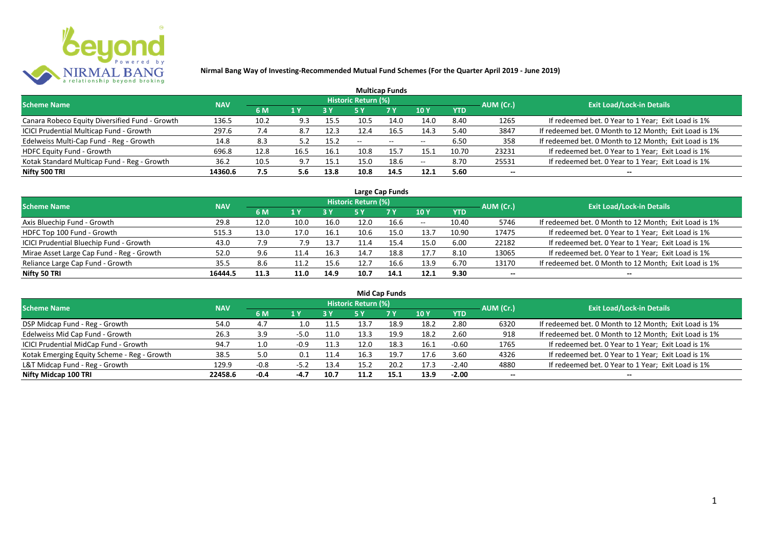# Nirmal Bang Way of Investing-Recommended Mutual Fund Schemes (For the Quarter April 2019 - June 2019)

## Multicap Funds

| Scheme Name | NAV | Historic Return (%) | | | | | | | AUM (Cr.) | Exit Load/Lock-in Details |
|---|---|---|---|---|---|---|---|---|---|---|
| | | 6 M | 1 Y | 3 Y | 5 Y | 7 Y | 10 Y | YTD | | |
| Canara Robeco Equity Diversified Fund - Growth | 136.5 | 10.2 | 9.3 | 15.5 | 10.5 | 14.0 | 14.0 | 8.40 | 1265 | If redeemed bet. 0 Year to 1 Year; Exit Load is 1% |
| ICICI Prudential Multicap Fund - Growth | 297.6 | 7.4 | 8.7 | 12.3 | 12.4 | 16.5 | 14.3 | 5.40 | 3847 | If redeemed bet. 0 Month to 12 Month; Exit Load is 1% |
| Edelweiss Multi-Cap Fund - Reg - Growth | 14.8 | 8.3 | 5.2 | 15.2 | -- | -- | -- | 6.50 | 358 | If redeemed bet. 0 Month to 12 Month; Exit Load is 1% |
| HDFC Equity Fund - Growth | 696.8 | 12.8 | 16.5 | 16.1 | 10.8 | 15.7 | 15.1 | 10.70 | 23231 | If redeemed bet. 0 Year to 1 Year; Exit Load is 1% |
| Kotak Standard Multicap Fund - Reg - Growth | 36.2 | 10.5 | 9.7 | 15.1 | 15.0 | 18.6 | -- | 8.70 | 25531 | If redeemed bet. 0 Year to 1 Year; Exit Load is 1% |
| **Nifty 500 TRI** | **14360.6** | **7.5** | **5.6** | **13.8** | **10.8** | **14.5** | **12.1** | **5.60** | **--** | **--** |

## Large Cap Funds

| Scheme Name | NAV | Historic Return (%) | | | | | | | AUM (Cr.) | Exit Load/Lock-in Details |
|---|---|---|---|---|---|---|---|---|---|---|
| | | 6 M | 1 Y | 3 Y | 5 Y | 7 Y | 10 Y | YTD | | |
| Axis Bluechip Fund - Growth | 29.8 | 12.0 | 10.0 | 16.0 | 12.0 | 16.6 | -- | 10.40 | 5746 | If redeemed bet. 0 Month to 12 Month; Exit Load is 1% |
| HDFC Top 100 Fund - Growth | 515.3 | 13.0 | 17.0 | 16.1 | 10.6 | 15.0 | 13.7 | 10.90 | 17475 | If redeemed bet. 0 Year to 1 Year; Exit Load is 1% |
| ICICI Prudential Bluechip Fund - Growth | 43.0 | 7.9 | 7.9 | 13.7 | 11.4 | 15.4 | 15.0 | 6.00 | 22182 | If redeemed bet. 0 Year to 1 Year; Exit Load is 1% |
| Mirae Asset Large Cap Fund - Reg - Growth | 52.0 | 9.6 | 11.4 | 16.3 | 14.7 | 18.8 | 17.7 | 8.10 | 13065 | If redeemed bet. 0 Year to 1 Year; Exit Load is 1% |
| Reliance Large Cap Fund - Growth | 35.5 | 8.6 | 11.2 | 15.6 | 12.7 | 16.6 | 13.9 | 6.70 | 13170 | If redeemed bet. 0 Month to 12 Month; Exit Load is 1% |
| **Nifty 50 TRI** | **16444.5** | **11.3** | **11.0** | **14.9** | **10.7** | **14.1** | **12.1** | **9.30** | **--** | **--** |

## Mid Cap Funds

| Scheme Name | NAV | Historic Return (%) | | | | | | | AUM (Cr.) | Exit Load/Lock-in Details |
|---|---|---|---|---|---|---|---|---|---|---|
| | | 6 M | 1 Y | 3 Y | 5 Y | 7 Y | 10 Y | YTD | | |
| DSP Midcap Fund - Reg - Growth | 54.0 | 4.7 | 1.0 | 11.5 | 13.7 | 18.9 | 18.2 | 2.80 | 6320 | If redeemed bet. 0 Month to 12 Month; Exit Load is 1% |
| Edelweiss Mid Cap Fund - Growth | 26.3 | 3.9 | -5.0 | 11.0 | 13.3 | 19.9 | 18.2 | 2.60 | 918 | If redeemed bet. 0 Month to 12 Month; Exit Load is 1% |
| ICICI Prudential MidCap Fund - Growth | 94.7 | 1.0 | -0.9 | 11.3 | 12.0 | 18.3 | 16.1 | -0.60 | 1765 | If redeemed bet. 0 Year to 1 Year; Exit Load is 1% |
| Kotak Emerging Equity Scheme - Reg - Growth | 38.5 | 5.0 | 0.1 | 11.4 | 16.3 | 19.7 | 17.6 | 3.60 | 4326 | If redeemed bet. 0 Year to 1 Year; Exit Load is 1% |
| L&T Midcap Fund - Reg - Growth | 129.9 | -0.8 | -5.2 | 13.4 | 15.2 | 20.2 | 17.3 | -2.40 | 4880 | If redeemed bet. 0 Year to 1 Year; Exit Load is 1% |
| **Nifty Midcap 100 TRI** | **22458.6** | **-0.4** | **-4.7** | **10.7** | **11.2** | **15.1** | **13.9** | **-2.00** | **--** | **--** |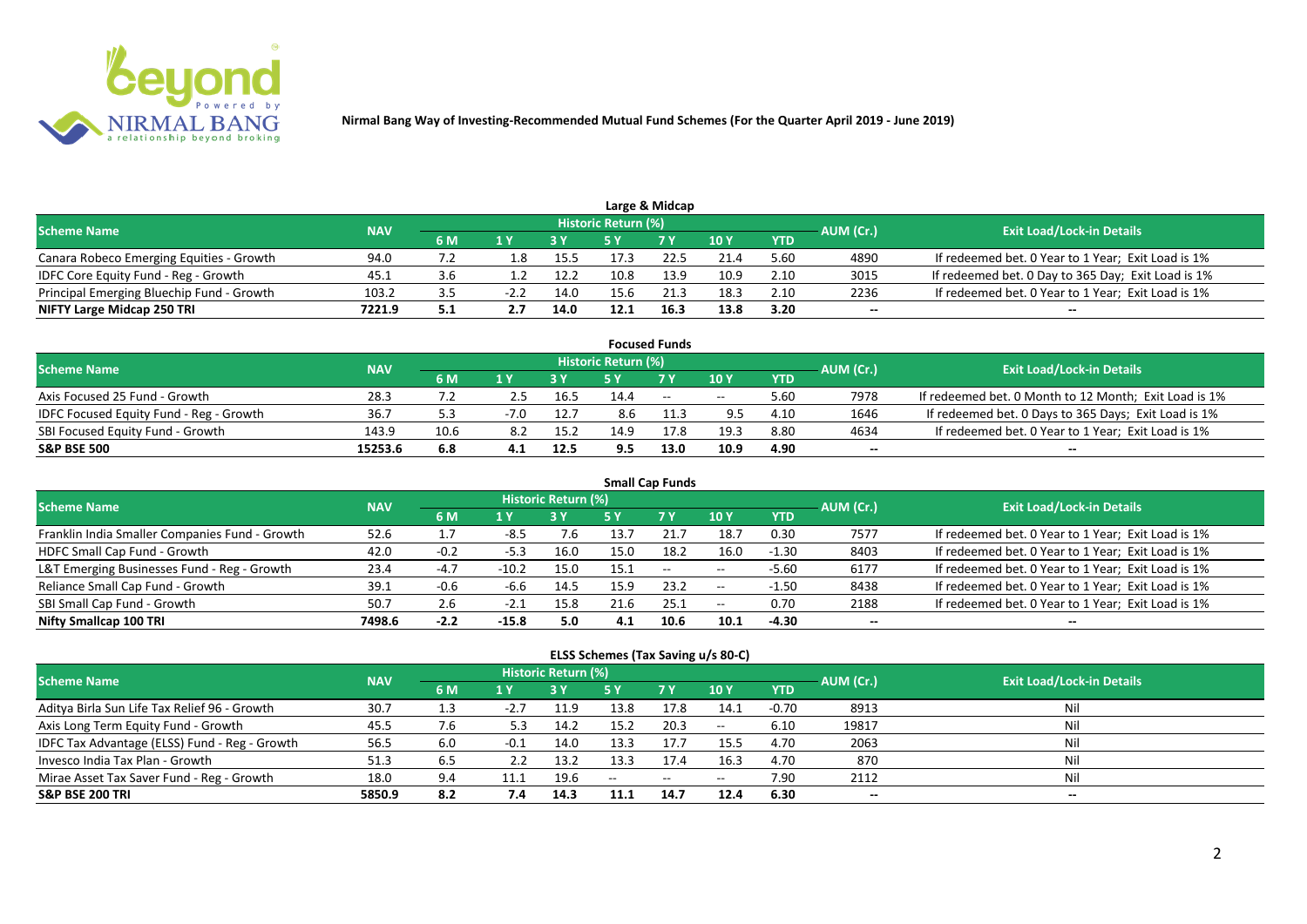**Nirmal Bang Way of Investing-Recommended Mutual Fund Schemes (For the Quarter April 2019 - June 2019)**

## Large & Midcap

| Scheme Name | NAV | Historic Return (%) | | | | | | | AUM (Cr.) | Exit Load/Lock-in Details |
|---|---|---|---|---|---|---|---|---|---|---|
| | | 6 M | 1 Y | 3 Y | 5 Y | 7 Y | 10 Y | YTD | | |
| Canara Robeco Emerging Equities - Growth | 94.0 | 7.2 | 1.8 | 15.5 | 17.3 | 22.5 | 21.4 | 5.60 | 4890 | If redeemed bet. 0 Year to 1 Year; Exit Load is 1% |
| IDFC Core Equity Fund - Reg - Growth | 45.1 | 3.6 | 1.2 | 12.2 | 10.8 | 13.9 | 10.9 | 2.10 | 3015 | If redeemed bet. 0 Day to 365 Day; Exit Load is 1% |
| Principal Emerging Bluechip Fund - Growth | 103.2 | 3.5 | -2.2 | 14.0 | 15.6 | 21.3 | 18.3 | 2.10 | 2236 | If redeemed bet. 0 Year to 1 Year; Exit Load is 1% |
| **NIFTY Large Midcap 250 TRI** | **7221.9** | **5.1** | **2.7** | **14.0** | **12.1** | **16.3** | **13.8** | **3.20** | **--** | **--** |

## Focused Funds

| Scheme Name | NAV | Historic Return (%) | | | | | | | AUM (Cr.) | Exit Load/Lock-in Details |
|---|---|---|---|---|---|---|---|---|---|---|
| | | 6 M | 1 Y | 3 Y | 5 Y | 7 Y | 10 Y | YTD | | |
| Axis Focused 25 Fund - Growth | 28.3 | 7.2 | 2.5 | 16.5 | 14.4 | -- | -- | 5.60 | 7978 | If redeemed bet. 0 Month to 12 Month; Exit Load is 1% |
| IDFC Focused Equity Fund - Reg - Growth | 36.7 | 5.3 | -7.0 | 12.7 | 8.6 | 11.3 | 9.5 | 4.10 | 1646 | If redeemed bet. 0 Days to 365 Days; Exit Load is 1% |
| SBI Focused Equity Fund - Growth | 143.9 | 10.6 | 8.2 | 15.2 | 14.9 | 17.8 | 19.3 | 8.80 | 4634 | If redeemed bet. 0 Year to 1 Year; Exit Load is 1% |
| **S&P BSE 500** | **15253.6** | **6.8** | **4.1** | **12.5** | **9.5** | **13.0** | **10.9** | **4.90** | **--** | **--** |

## Small Cap Funds

| Scheme Name | NAV | Historic Return (%) | | | | | | | AUM (Cr.) | Exit Load/Lock-in Details |
|---|---|---|---|---|---|---|---|---|---|---|
| | | 6 M | 1 Y | 3 Y | 5 Y | 7 Y | 10 Y | YTD | | |
| Franklin India Smaller Companies Fund - Growth | 52.6 | 1.7 | -8.5 | 7.6 | 13.7 | 21.7 | 18.7 | 0.30 | 7577 | If redeemed bet. 0 Year to 1 Year; Exit Load is 1% |
| HDFC Small Cap Fund - Growth | 42.0 | -0.2 | -5.3 | 16.0 | 15.0 | 18.2 | 16.0 | -1.30 | 8403 | If redeemed bet. 0 Year to 1 Year; Exit Load is 1% |
| L&T Emerging Businesses Fund - Reg - Growth | 23.4 | -4.7 | -10.2 | 15.0 | 15.1 | -- | -- | -5.60 | 6177 | If redeemed bet. 0 Year to 1 Year; Exit Load is 1% |
| Reliance Small Cap Fund - Growth | 39.1 | -0.6 | -6.6 | 14.5 | 15.9 | 23.2 | -- | -1.50 | 8438 | If redeemed bet. 0 Year to 1 Year; Exit Load is 1% |
| SBI Small Cap Fund - Growth | 50.7 | 2.6 | -2.1 | 15.8 | 21.6 | 25.1 | -- | 0.70 | 2188 | If redeemed bet. 0 Year to 1 Year; Exit Load is 1% |
| **Nifty Smallcap 100 TRI** | **7498.6** | **-2.2** | **-15.8** | **5.0** | **4.1** | **10.6** | **10.1** | **-4.30** | **--** | **--** |

## ELSS Schemes (Tax Saving u/s 80-C)

| Scheme Name | NAV | Historic Return (%) | | | | | | | AUM (Cr.) | Exit Load/Lock-in Details |
|---|---|---|---|---|---|---|---|---|---|---|
| | | 6 M | 1 Y | 3 Y | 5 Y | 7 Y | 10 Y | YTD | | |
| Aditya Birla Sun Life Tax Relief 96 - Growth | 30.7 | 1.3 | -2.7 | 11.9 | 13.8 | 17.8 | 14.1 | -0.70 | 8913 | Nil |
| Axis Long Term Equity Fund - Growth | 45.5 | 7.6 | 5.3 | 14.2 | 15.2 | 20.3 | -- | 6.10 | 19817 | Nil |
| IDFC Tax Advantage (ELSS) Fund - Reg - Growth | 56.5 | 6.0 | -0.1 | 14.0 | 13.3 | 17.7 | 15.5 | 4.70 | 2063 | Nil |
| Invesco India Tax Plan - Growth | 51.3 | 6.5 | 2.2 | 13.2 | 13.3 | 17.4 | 16.3 | 4.70 | 870 | Nil |
| Mirae Asset Tax Saver Fund - Reg - Growth | 18.0 | 9.4 | 11.1 | 19.6 | -- | -- | -- | 7.90 | 2112 | Nil |
| **S&P BSE 200 TRI** | **5850.9** | **8.2** | **7.4** | **14.3** | **11.1** | **14.7** | **12.4** | **6.30** | **--** | **--** |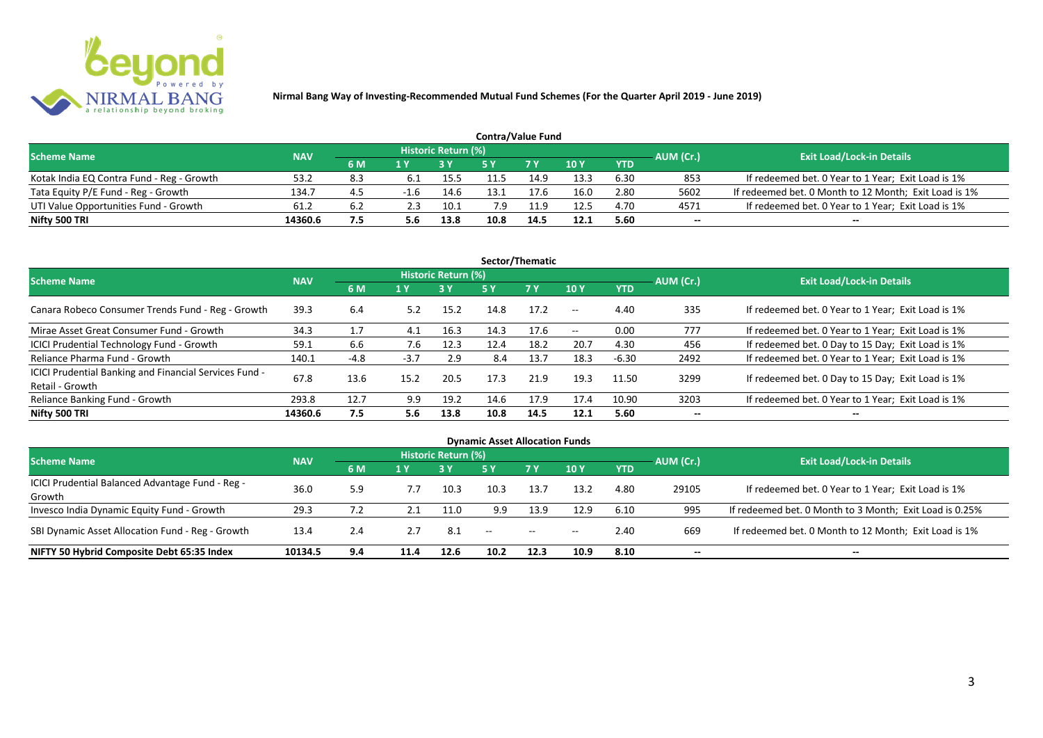**Nirmal Bang Way of Investing-Recommended Mutual Fund Schemes (For the Quarter April 2019 - June 2019)**

### Contra/Value Fund

| Scheme Name | NAV | Historic Return (%) | | | | | | | AUM (Cr.) | Exit Load/Lock-in Details |
|---|---|---|---|---|---|---|---|---|---|---|
| | | 6 M | 1 Y | 3 Y | 5 Y | 7 Y | 10 Y | YTD | | |
| Kotak India EQ Contra Fund - Reg - Growth | 53.2 | 8.3 | 6.1 | 15.5 | 11.5 | 14.9 | 13.3 | 6.30 | 853 | If redeemed bet. 0 Year to 1 Year; Exit Load is 1% |
| Tata Equity P/E Fund - Reg - Growth | 134.7 | 4.5 | -1.6 | 14.6 | 13.1 | 17.6 | 16.0 | 2.80 | 5602 | If redeemed bet. 0 Month to 12 Month; Exit Load is 1% |
| UTI Value Opportunities Fund - Growth | 61.2 | 6.2 | 2.3 | 10.1 | 7.9 | 11.9 | 12.5 | 4.70 | 4571 | If redeemed bet. 0 Year to 1 Year; Exit Load is 1% |
| **Nifty 500 TRI** | **14360.6** | **7.5** | **5.6** | **13.8** | **10.8** | **14.5** | **12.1** | **5.60** | **--** | **--** |

### Sector/Thematic

| Scheme Name | NAV | Historic Return (%) | | | | | | | AUM (Cr.) | Exit Load/Lock-in Details |
|---|---|---|---|---|---|---|---|---|---|---|
| | | 6 M | 1 Y | 3 Y | 5 Y | 7 Y | 10 Y | YTD | | |
| Canara Robeco Consumer Trends Fund - Reg - Growth | 39.3 | 6.4 | 5.2 | 15.2 | 14.8 | 17.2 | -- | 4.40 | 335 | If redeemed bet. 0 Year to 1 Year; Exit Load is 1% |
| Mirae Asset Great Consumer Fund - Growth | 34.3 | 1.7 | 4.1 | 16.3 | 14.3 | 17.6 | -- | 0.00 | 777 | If redeemed bet. 0 Year to 1 Year; Exit Load is 1% |
| ICICI Prudential Technology Fund - Growth | 59.1 | 6.6 | 7.6 | 12.3 | 12.4 | 18.2 | 20.7 | 4.30 | 456 | If redeemed bet. 0 Day to 15 Day; Exit Load is 1% |
| Reliance Pharma Fund - Growth | 140.1 | -4.8 | -3.7 | 2.9 | 8.4 | 13.7 | 18.3 | -6.30 | 2492 | If redeemed bet. 0 Year to 1 Year; Exit Load is 1% |
| ICICI Prudential Banking and Financial Services Fund - Retail - Growth | 67.8 | 13.6 | 15.2 | 20.5 | 17.3 | 21.9 | 19.3 | 11.50 | 3299 | If redeemed bet. 0 Day to 15 Day; Exit Load is 1% |
| Reliance Banking Fund - Growth | 293.8 | 12.7 | 9.9 | 19.2 | 14.6 | 17.9 | 17.4 | 10.90 | 3203 | If redeemed bet. 0 Year to 1 Year; Exit Load is 1% |
| **Nifty 500 TRI** | **14360.6** | **7.5** | **5.6** | **13.8** | **10.8** | **14.5** | **12.1** | **5.60** | **--** | **--** |

### Dynamic Asset Allocation Funds

| Scheme Name | NAV | Historic Return (%) | | | | | | | AUM (Cr.) | Exit Load/Lock-in Details |
|---|---|---|---|---|---|---|---|---|---|---|
| | | 6 M | 1 Y | 3 Y | 5 Y | 7 Y | 10 Y | YTD | | |
| ICICI Prudential Balanced Advantage Fund - Reg - Growth | 36.0 | 5.9 | 7.7 | 10.3 | 10.3 | 13.7 | 13.2 | 4.80 | 29105 | If redeemed bet. 0 Year to 1 Year; Exit Load is 1% |
| Invesco India Dynamic Equity Fund - Growth | 29.3 | 7.2 | 2.1 | 11.0 | 9.9 | 13.9 | 12.9 | 6.10 | 995 | If redeemed bet. 0 Month to 3 Month; Exit Load is 0.25% |
| SBI Dynamic Asset Allocation Fund - Reg - Growth | 13.4 | 2.4 | 2.7 | 8.1 | -- | -- | -- | 2.40 | 669 | If redeemed bet. 0 Month to 12 Month; Exit Load is 1% |
| **NIFTY 50 Hybrid Composite Debt 65:35 Index** | **10134.5** | **9.4** | **11.4** | **12.6** | **10.2** | **12.3** | **10.9** | **8.10** | **--** | **--** |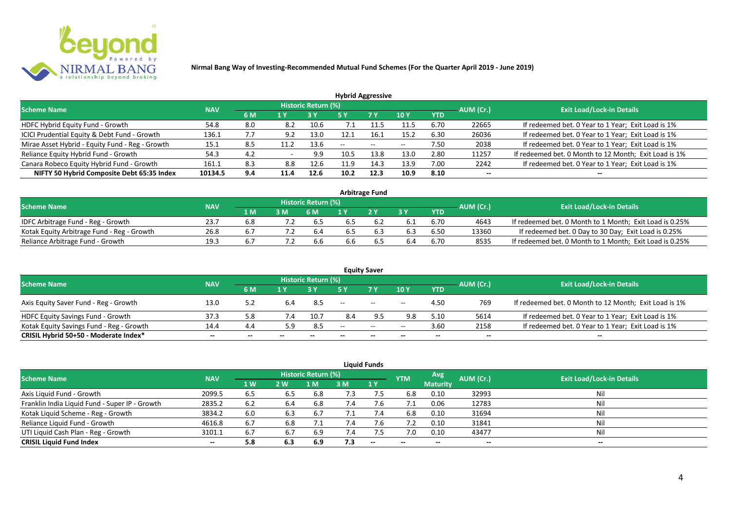# Nirmal Bang Way of Investing-Recommended Mutual Fund Schemes (For the Quarter April 2019 - June 2019)

## Hybrid Aggressive

| Scheme Name | NAV | Historic Return (%) | | | | | | | AUM (Cr.) | Exit Load/Lock-in Details |
|---|---|---|---|---|---|---|---|---|---|---|
| | | 6 M | 1 Y | 3 Y | 5 Y | 7 Y | 10 Y | YTD | | |
| HDFC Hybrid Equity Fund - Growth | 54.8 | 8.0 | 8.2 | 10.6 | 7.1 | 11.5 | 11.5 | 6.70 | 22665 | If redeemed bet. 0 Year to 1 Year; Exit Load is 1% |
| ICICI Prudential Equity & Debt Fund - Growth | 136.1 | 7.7 | 9.2 | 13.0 | 12.1 | 16.1 | 15.2 | 6.30 | 26036 | If redeemed bet. 0 Year to 1 Year; Exit Load is 1% |
| Mirae Asset Hybrid - Equity Fund - Reg - Growth | 15.1 | 8.5 | 11.2 | 13.6 | -- | -- | -- | 7.50 | 2038 | If redeemed bet. 0 Year to 1 Year; Exit Load is 1% |
| Reliance Equity Hybrid Fund - Growth | 54.3 | 4.2 | - | 9.9 | 10.5 | 13.8 | 13.0 | 2.80 | 11257 | If redeemed bet. 0 Month to 12 Month; Exit Load is 1% |
| Canara Robeco Equity Hybrid Fund - Growth | 161.1 | 8.3 | 8.8 | 12.6 | 11.9 | 14.3 | 13.9 | 7.00 | 2242 | If redeemed bet. 0 Year to 1 Year; Exit Load is 1% |
| **NIFTY 50 Hybrid Composite Debt 65:35 Index** | **10134.5** | **9.4** | **11.4** | **12.6** | **10.2** | **12.3** | **10.9** | **8.10** | **--** | **--** |

## Arbitrage Fund

| Scheme Name | NAV | Historic Return (%) | | | | | | | AUM (Cr.) | Exit Load/Lock-in Details |
|---|---|---|---|---|---|---|---|---|---|---|
| | | 1 M | 3 M | 6 M | 1 Y | 2 Y | 3 Y | YTD | | |
| IDFC Arbitrage Fund - Reg - Growth | 23.7 | 6.8 | 7.2 | 6.5 | 6.5 | 6.2 | 6.1 | 6.70 | 4643 | If redeemed bet. 0 Month to 1 Month; Exit Load is 0.25% |
| Kotak Equity Arbitrage Fund - Reg - Growth | 26.8 | 6.7 | 7.2 | 6.4 | 6.5 | 6.3 | 6.3 | 6.50 | 13360 | If redeemed bet. 0 Day to 30 Day; Exit Load is 0.25% |
| Reliance Arbitrage Fund - Growth | 19.3 | 6.7 | 7.2 | 6.6 | 6.6 | 6.5 | 6.4 | 6.70 | 8535 | If redeemed bet. 0 Month to 1 Month; Exit Load is 0.25% |

## Equity Saver

| Scheme Name | NAV | Historic Return (%) | | | | | | | AUM (Cr.) | Exit Load/Lock-in Details |
|---|---|---|---|---|---|---|---|---|---|---|
| | | 6 M | 1 Y | 3 Y | 5 Y | 7 Y | 10 Y | YTD | | |
| Axis Equity Saver Fund - Reg - Growth | 13.0 | 5.2 | 6.4 | 8.5 | -- | -- | -- | 4.50 | 769 | If redeemed bet. 0 Month to 12 Month; Exit Load is 1% |
| HDFC Equity Savings Fund - Growth | 37.3 | 5.8 | 7.4 | 10.7 | 8.4 | 9.5 | 9.8 | 5.10 | 5614 | If redeemed bet. 0 Year to 1 Year; Exit Load is 1% |
| Kotak Equity Savings Fund - Reg - Growth | 14.4 | 4.4 | 5.9 | 8.5 | -- | -- | -- | 3.60 | 2158 | If redeemed bet. 0 Year to 1 Year; Exit Load is 1% |
| **CRISIL Hybrid 50+50 - Moderate Index*** | **--** | **--** | **--** | **--** | **--** | **--** | **--** | **--** | **--** | **--** |

## Liquid Funds

| Scheme Name | NAV | Historic Return (%) | | | | | YTM | Avg Maturity | AUM (Cr.) | Exit Load/Lock-in Details |
|---|---|---|---|---|---|---|---|---|---|---|
| | | 1 W | 2 W | 1 M | 3 M | 1 Y | | | | |
| Axis Liquid Fund - Growth | 2099.5 | 6.5 | 6.5 | 6.8 | 7.3 | 7.5 | 6.8 | 0.10 | 32993 | Nil |
| Franklin India Liquid Fund - Super IP - Growth | 2835.2 | 6.2 | 6.4 | 6.8 | 7.4 | 7.6 | 7.1 | 0.06 | 12783 | Nil |
| Kotak Liquid Scheme - Reg - Growth | 3834.2 | 6.0 | 6.3 | 6.7 | 7.1 | 7.4 | 6.8 | 0.10 | 31694 | Nil |
| Reliance Liquid Fund - Growth | 4616.8 | 6.7 | 6.8 | 7.1 | 7.4 | 7.6 | 7.2 | 0.10 | 31841 | Nil |
| UTI Liquid Cash Plan - Reg - Growth | 3101.1 | 6.7 | 6.7 | 6.9 | 7.4 | 7.5 | 7.0 | 0.10 | 43477 | Nil |
| **CRISIL Liquid Fund Index** | **--** | **5.8** | **6.3** | **6.9** | **7.3** | **--** | **--** | **--** | **--** | **--** |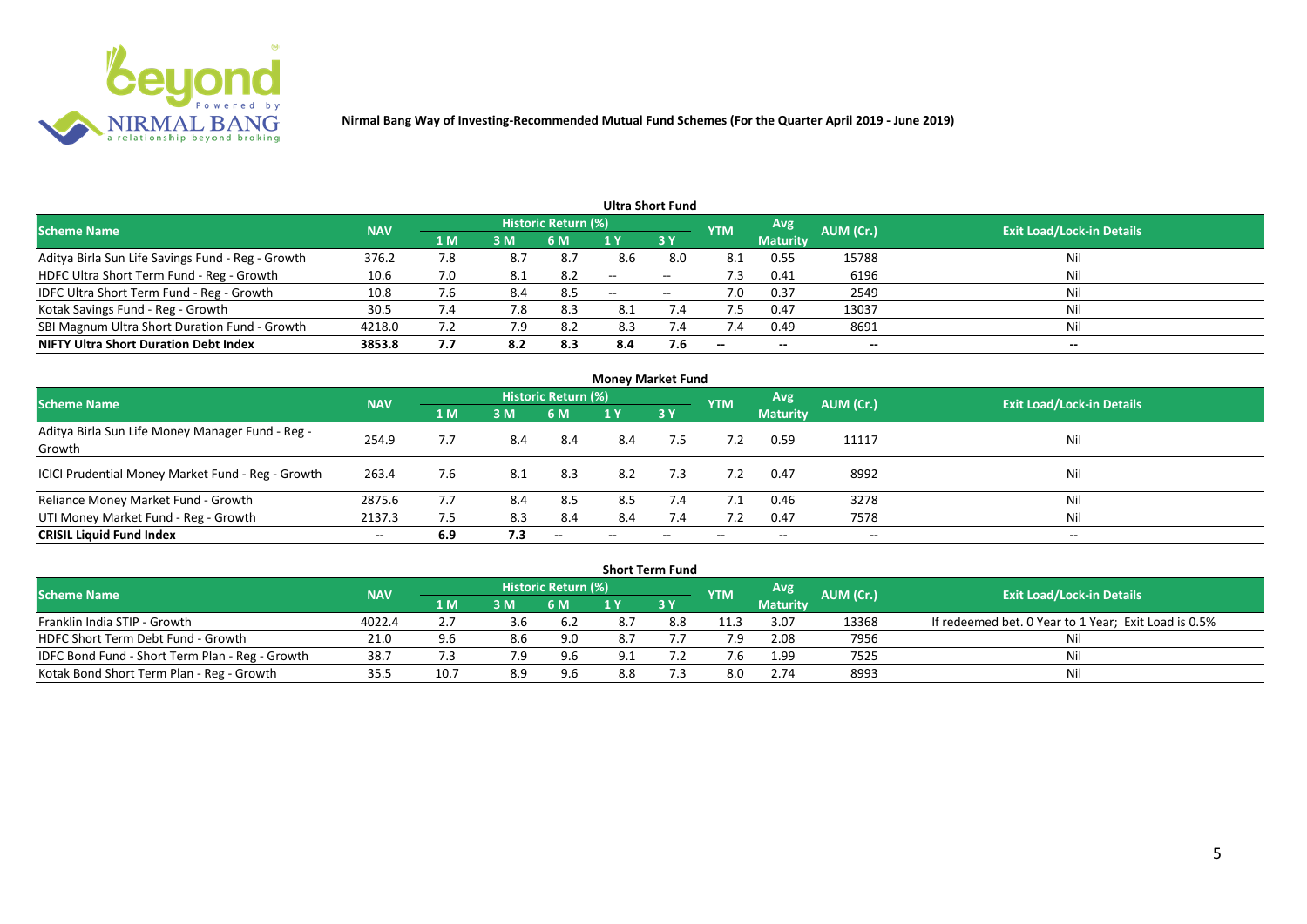**Nirmal Bang Way of Investing-Recommended Mutual Fund Schemes (For the Quarter April 2019 - June 2019)**

## Ultra Short Fund

| Scheme Name | NAV | Historic Return (%) | | | | | YTM | Avg Maturity | AUM (Cr.) | Exit Load/Lock-in Details |
|---|---|---|---|---|---|---|---|---|---|---|
| | | 1 M | 3 M | 6 M | 1 Y | 3 Y | | | | |
| Aditya Birla Sun Life Savings Fund - Reg - Growth | 376.2 | 7.8 | 8.7 | 8.7 | 8.6 | 8.0 | 8.1 | 0.55 | 15788 | Nil |
| HDFC Ultra Short Term Fund - Reg - Growth | 10.6 | 7.0 | 8.1 | 8.2 | -- | -- | 7.3 | 0.41 | 6196 | Nil |
| IDFC Ultra Short Term Fund - Reg - Growth | 10.8 | 7.6 | 8.4 | 8.5 | -- | -- | 7.0 | 0.37 | 2549 | Nil |
| Kotak Savings Fund - Reg - Growth | 30.5 | 7.4 | 7.8 | 8.3 | 8.1 | 7.4 | 7.5 | 0.47 | 13037 | Nil |
| SBI Magnum Ultra Short Duration Fund - Growth | 4218.0 | 7.2 | 7.9 | 8.2 | 8.3 | 7.4 | 7.4 | 0.49 | 8691 | Nil |
| **NIFTY Ultra Short Duration Debt Index** | **3853.8** | **7.7** | **8.2** | **8.3** | **8.4** | **7.6** | -- | -- | -- | -- |

## Money Market Fund

| Scheme Name | NAV | Historic Return (%) | | | | | YTM | Avg Maturity | AUM (Cr.) | Exit Load/Lock-in Details |
|---|---|---|---|---|---|---|---|---|---|---|
| | | 1 M | 3 M | 6 M | 1 Y | 3 Y | | | | |
| Aditya Birla Sun Life Money Manager Fund - Reg - Growth | 254.9 | 7.7 | 8.4 | 8.4 | 8.4 | 7.5 | 7.2 | 0.59 | 11117 | Nil |
| ICICI Prudential Money Market Fund - Reg - Growth | 263.4 | 7.6 | 8.1 | 8.3 | 8.2 | 7.3 | 7.2 | 0.47 | 8992 | Nil |
| Reliance Money Market Fund - Growth | 2875.6 | 7.7 | 8.4 | 8.5 | 8.5 | 7.4 | 7.1 | 0.46 | 3278 | Nil |
| UTI Money Market Fund - Reg - Growth | 2137.3 | 7.5 | 8.3 | 8.4 | 8.4 | 7.4 | 7.2 | 0.47 | 7578 | Nil |
| **CRISIL Liquid Fund Index** | -- | **6.9** | **7.3** | -- | -- | -- | -- | -- | -- | -- |

## Short Term Fund

| Scheme Name | NAV | Historic Return (%) | | | | | YTM | Avg Maturity | AUM (Cr.) | Exit Load/Lock-in Details |
|---|---|---|---|---|---|---|---|---|---|---|
| | | 1 M | 3 M | 6 M | 1 Y | 3 Y | | | | |
| Franklin India STIP - Growth | 4022.4 | 2.7 | 3.6 | 6.2 | 8.7 | 8.8 | 11.3 | 3.07 | 13368 | If redeemed bet. 0 Year to 1 Year; Exit Load is 0.5% |
| HDFC Short Term Debt Fund - Growth | 21.0 | 9.6 | 8.6 | 9.0 | 8.7 | 7.7 | 7.9 | 2.08 | 7956 | Nil |
| IDFC Bond Fund - Short Term Plan - Reg - Growth | 38.7 | 7.3 | 7.9 | 9.6 | 9.1 | 7.2 | 7.6 | 1.99 | 7525 | Nil |
| Kotak Bond Short Term Plan - Reg - Growth | 35.5 | 10.7 | 8.9 | 9.6 | 8.8 | 7.3 | 8.0 | 2.74 | 8993 | Nil |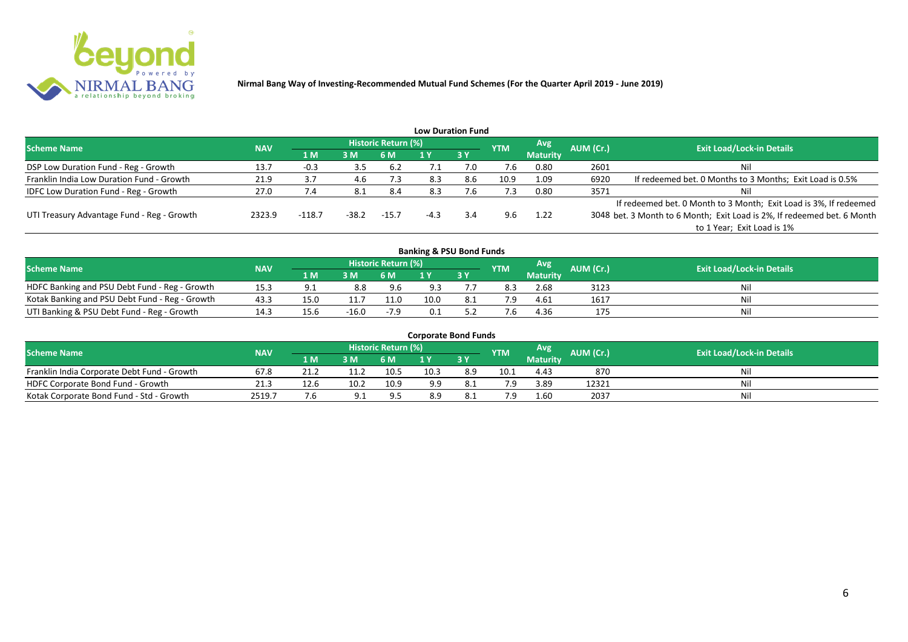**Nirmal Bang Way of Investing-Recommended Mutual Fund Schemes (For the Quarter April 2019 - June 2019)**

### Low Duration Fund

| Scheme Name | NAV | Historic Return (%) | | | | | YTM | Avg Maturity | AUM (Cr.) | Exit Load/Lock-in Details |
|---|---|---|---|---|---|---|---|---|---|---|
| | | 1 M | 3 M | 6 M | 1 Y | 3 Y | | | | |
| DSP Low Duration Fund - Reg - Growth | 13.7 | -0.3 | 3.5 | 6.2 | 7.1 | 7.0 | 7.6 | 0.80 | 2601 | Nil |
| Franklin India Low Duration Fund - Growth | 21.9 | 3.7 | 4.6 | 7.3 | 8.3 | 8.6 | 10.9 | 1.09 | 6920 | If redeemed bet. 0 Months to 3 Months; Exit Load is 0.5% |
| IDFC Low Duration Fund - Reg - Growth | 27.0 | 7.4 | 8.1 | 8.4 | 8.3 | 7.6 | 7.3 | 0.80 | 3571 | Nil |
| UTI Treasury Advantage Fund - Reg - Growth | 2323.9 | -118.7 | -38.2 | -15.7 | -4.3 | 3.4 | 9.6 | 1.22 | 3048 | If redeemed bet. 0 Month to 3 Month; Exit Load is 3%, If redeemed bet. 3 Month to 6 Month; Exit Load is 2%, If redeemed bet. 6 Month to 1 Year; Exit Load is 1% |

### Banking & PSU Bond Funds

| Scheme Name | NAV | Historic Return (%) | | | | | YTM | Avg Maturity | AUM (Cr.) | Exit Load/Lock-in Details |
|---|---|---|---|---|---|---|---|---|---|---|
| | | 1 M | 3 M | 6 M | 1 Y | 3 Y | | | | |
| HDFC Banking and PSU Debt Fund - Reg - Growth | 15.3 | 9.1 | 8.8 | 9.6 | 9.3 | 7.7 | 8.3 | 2.68 | 3123 | Nil |
| Kotak Banking and PSU Debt Fund - Reg - Growth | 43.3 | 15.0 | 11.7 | 11.0 | 10.0 | 8.1 | 7.9 | 4.61 | 1617 | Nil |
| UTI Banking & PSU Debt Fund - Reg - Growth | 14.3 | 15.6 | -16.0 | -7.9 | 0.1 | 5.2 | 7.6 | 4.36 | 175 | Nil |

### Corporate Bond Funds

| Scheme Name | NAV | Historic Return (%) | | | | | YTM | Avg Maturity | AUM (Cr.) | Exit Load/Lock-in Details |
|---|---|---|---|---|---|---|---|---|---|---|
| | | 1 M | 3 M | 6 M | 1 Y | 3 Y | | | | |
| Franklin India Corporate Debt Fund - Growth | 67.8 | 21.2 | 11.2 | 10.5 | 10.3 | 8.9 | 10.1 | 4.43 | 870 | Nil |
| HDFC Corporate Bond Fund - Growth | 21.3 | 12.6 | 10.2 | 10.9 | 9.9 | 8.1 | 7.9 | 3.89 | 12321 | Nil |
| Kotak Corporate Bond Fund - Std - Growth | 2519.7 | 7.6 | 9.1 | 9.5 | 8.9 | 8.1 | 7.9 | 1.60 | 2037 | Nil |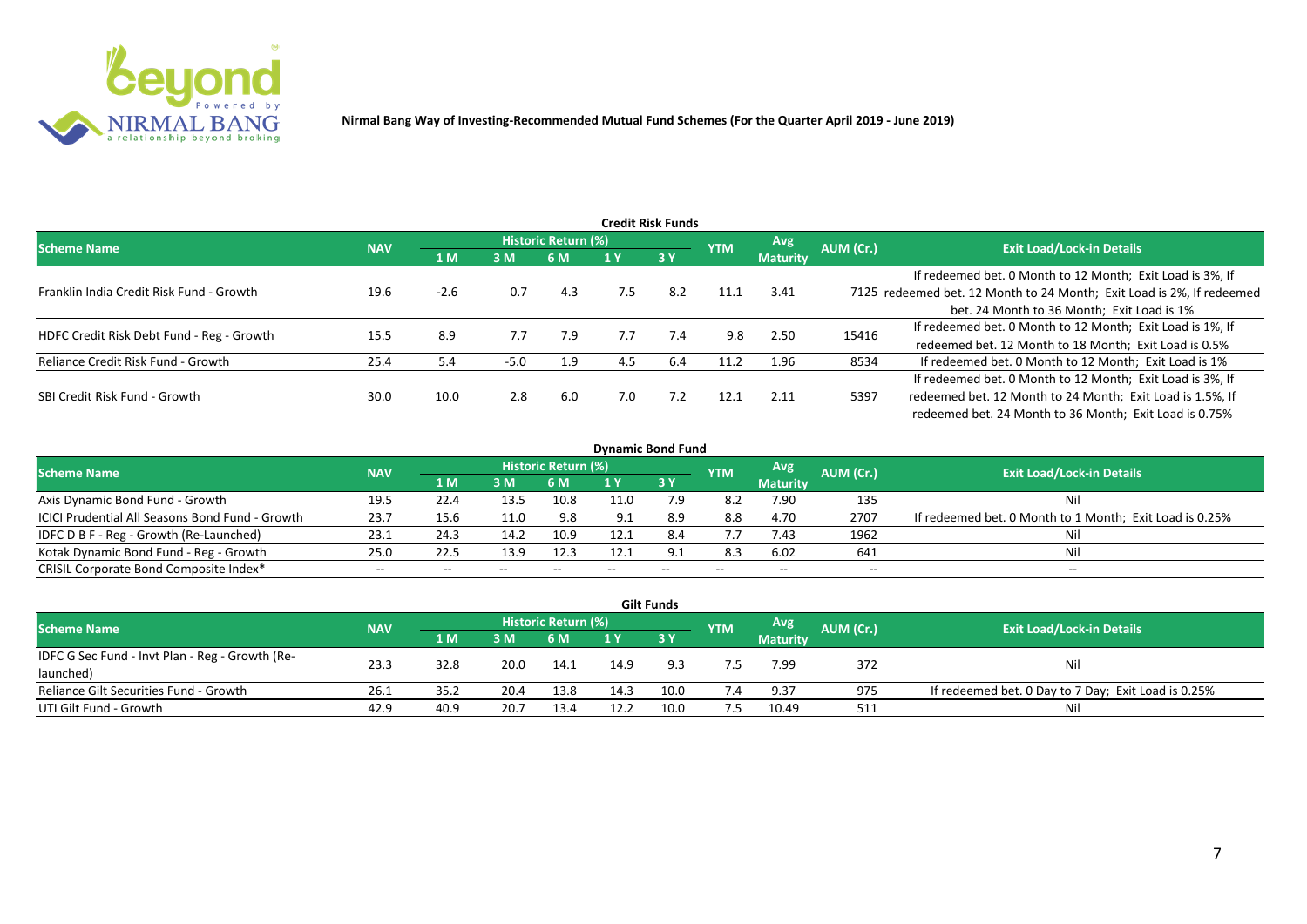**Nirmal Bang Way of Investing-Recommended Mutual Fund Schemes (For the Quarter April 2019 - June 2019)**

## Credit Risk Funds

| Scheme Name | NAV | Historic Return (%) | | | | | YTM | Avg Maturity | AUM (Cr.) | Exit Load/Lock-in Details |
|---|---|---|---|---|---|---|---|---|---|---|
| | | 1 M | 3 M | 6 M | 1 Y | 3 Y | | | | |
| Franklin India Credit Risk Fund - Growth | 19.6 | -2.6 | 0.7 | 4.3 | 7.5 | 8.2 | 11.1 | 3.41 | 7125 | If redeemed bet. 0 Month to 12 Month; Exit Load is 3%, If redeemed bet. 12 Month to 24 Month; Exit Load is 2%, If redeemed bet. 24 Month to 36 Month; Exit Load is 1% |
| HDFC Credit Risk Debt Fund - Reg - Growth | 15.5 | 8.9 | 7.7 | 7.9 | 7.7 | 7.4 | 9.8 | 2.50 | 15416 | If redeemed bet. 0 Month to 12 Month; Exit Load is 1%, If redeemed bet. 12 Month to 18 Month; Exit Load is 0.5% |
| Reliance Credit Risk Fund - Growth | 25.4 | 5.4 | -5.0 | 1.9 | 4.5 | 6.4 | 11.2 | 1.96 | 8534 | If redeemed bet. 0 Month to 12 Month; Exit Load is 1% |
| SBI Credit Risk Fund - Growth | 30.0 | 10.0 | 2.8 | 6.0 | 7.0 | 7.2 | 12.1 | 2.11 | 5397 | If redeemed bet. 0 Month to 12 Month; Exit Load is 3%, If redeemed bet. 12 Month to 24 Month; Exit Load is 1.5%, If redeemed bet. 24 Month to 36 Month; Exit Load is 0.75% |

## Dynamic Bond Fund

| Scheme Name | NAV | Historic Return (%) | | | | | YTM | Avg Maturity | AUM (Cr.) | Exit Load/Lock-in Details |
|---|---|---|---|---|---|---|---|---|---|---|
| | | 1 M | 3 M | 6 M | 1 Y | 3 Y | | | | |
| Axis Dynamic Bond Fund - Growth | 19.5 | 22.4 | 13.5 | 10.8 | 11.0 | 7.9 | 8.2 | 7.90 | 135 | Nil |
| ICICI Prudential All Seasons Bond Fund - Growth | 23.7 | 15.6 | 11.0 | 9.8 | 9.1 | 8.9 | 8.8 | 4.70 | 2707 | If redeemed bet. 0 Month to 1 Month; Exit Load is 0.25% |
| IDFC D B F - Reg - Growth (Re-Launched) | 23.1 | 24.3 | 14.2 | 10.9 | 12.1 | 8.4 | 7.7 | 7.43 | 1962 | Nil |
| Kotak Dynamic Bond Fund - Reg - Growth | 25.0 | 22.5 | 13.9 | 12.3 | 12.1 | 9.1 | 8.3 | 6.02 | 641 | Nil |
| CRISIL Corporate Bond Composite Index* | -- | -- | -- | -- | -- | -- | -- | -- | -- | -- |

## Gilt Funds

| Scheme Name | NAV | Historic Return (%) | | | | | YTM | Avg Maturity | AUM (Cr.) | Exit Load/Lock-in Details |
|---|---|---|---|---|---|---|---|---|---|---|
| | | 1 M | 3 M | 6 M | 1 Y | 3 Y | | | | |
| IDFC G Sec Fund - Invt Plan - Reg - Growth (Re-launched) | 23.3 | 32.8 | 20.0 | 14.1 | 14.9 | 9.3 | 7.5 | 7.99 | 372 | Nil |
| Reliance Gilt Securities Fund - Growth | 26.1 | 35.2 | 20.4 | 13.8 | 14.3 | 10.0 | 7.4 | 9.37 | 975 | If redeemed bet. 0 Day to 7 Day; Exit Load is 0.25% |
| UTI Gilt Fund - Growth | 42.9 | 40.9 | 20.7 | 13.4 | 12.2 | 10.0 | 7.5 | 10.49 | 511 | Nil |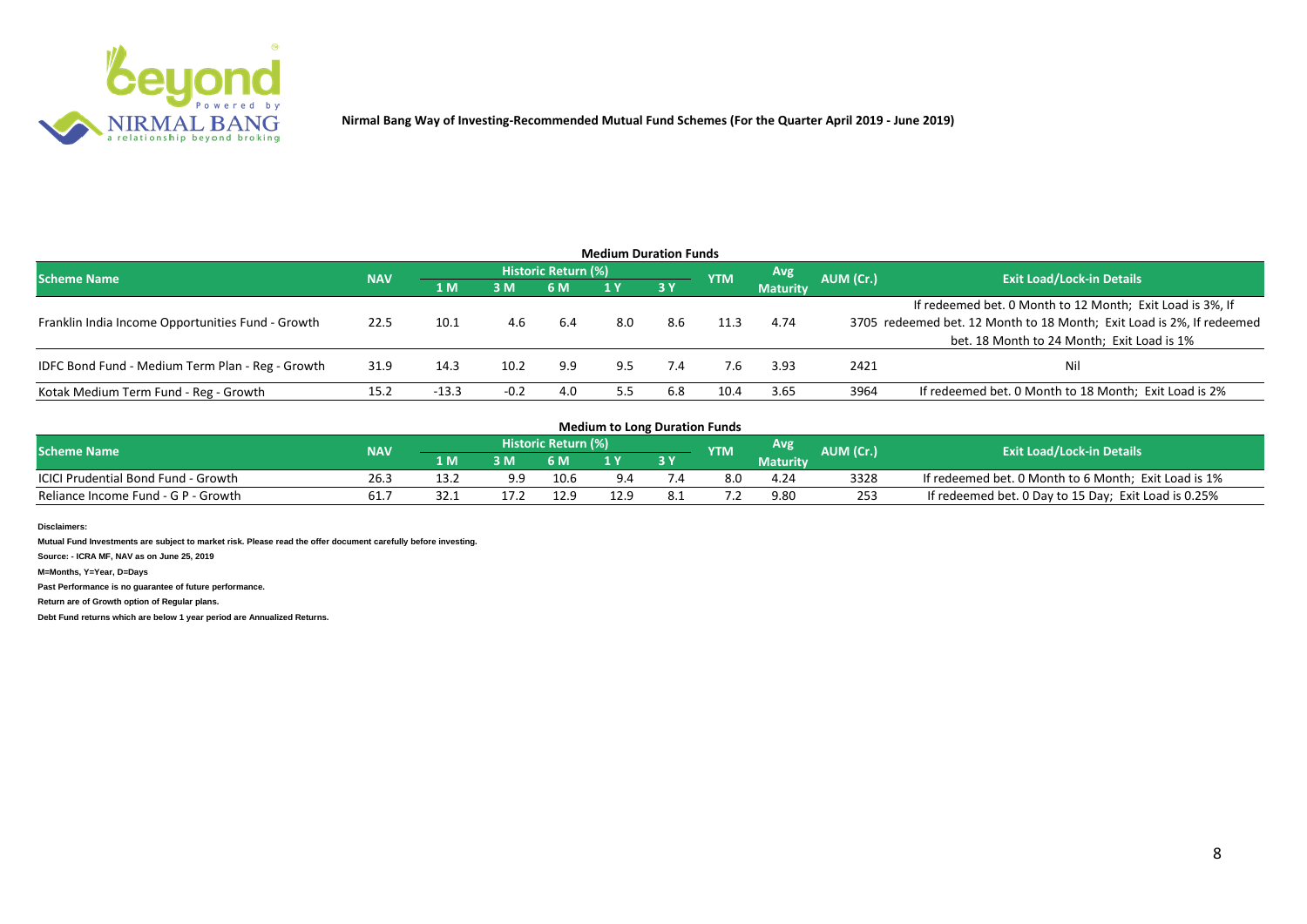Nirmal Bang Way of Investing-Recommended Mutual Fund Schemes (For the Quarter April 2019 - June 2019)

**Medium Duration Funds**

| Scheme Name | NAV | Historic Return (%) | | | | | YTM | Avg Maturity | AUM (Cr.) | Exit Load/Lock-in Details |
|---|---|---|---|---|---|---|---|---|---|---|
| | | 1 M | 3 M | 6 M | 1 Y | 3 Y | | | | |
| Franklin India Income Opportunities Fund - Growth | 22.5 | 10.1 | 4.6 | 6.4 | 8.0 | 8.6 | 11.3 | 4.74 | 3705 | If redeemed bet. 0 Month to 12 Month; Exit Load is 3%, If redeemed bet. 12 Month to 18 Month; Exit Load is 2%, If redeemed bet. 18 Month to 24 Month; Exit Load is 1% |
| IDFC Bond Fund - Medium Term Plan - Reg - Growth | 31.9 | 14.3 | 10.2 | 9.9 | 9.5 | 7.4 | 7.6 | 3.93 | 2421 | Nil |
| Kotak Medium Term Fund - Reg - Growth | 15.2 | -13.3 | -0.2 | 4.0 | 5.5 | 6.8 | 10.4 | 3.65 | 3964 | If redeemed bet. 0 Month to 18 Month; Exit Load is 2% |

**Medium to Long Duration Funds**

| Scheme Name | NAV | Historic Return (%) | | | | | YTM | Avg Maturity | AUM (Cr.) | Exit Load/Lock-in Details |
|---|---|---|---|---|---|---|---|---|---|---|
| | | 1 M | 3 M | 6 M | 1 Y | 3 Y | | | | |
| ICICI Prudential Bond Fund - Growth | 26.3 | 13.2 | 9.9 | 10.6 | 9.4 | 7.4 | 8.0 | 4.24 | 3328 | If redeemed bet. 0 Month to 6 Month; Exit Load is 1% |
| Reliance Income Fund - G P - Growth | 61.7 | 32.1 | 17.2 | 12.9 | 12.9 | 8.1 | 7.2 | 9.80 | 253 | If redeemed bet. 0 Day to 15 Day; Exit Load is 0.25% |

**Disclaimers:**

**Mutual Fund Investments are subject to market risk. Please read the offer document carefully before investing.**

**Source: - ICRA MF, NAV as on June 25, 2019**

**M=Months, Y=Year, D=Days**

**Past Performance is no guarantee of future performance.**

**Return are of Growth option of Regular plans.**

**Debt Fund returns which are below 1 year period are Annualized Returns.**